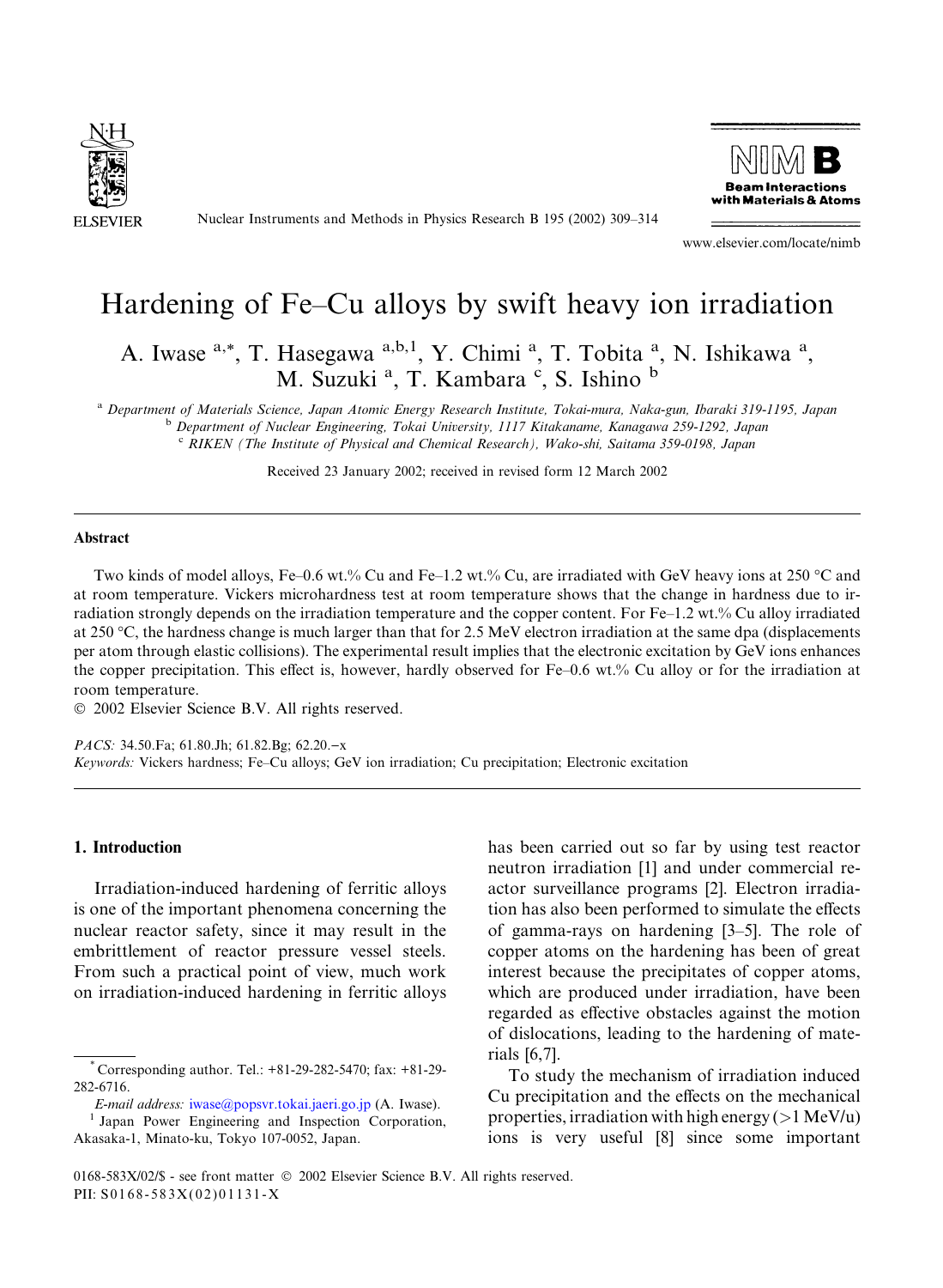# Hardening of Fe–Cu alloys by swift heavy ion irradiation

A. Iwase [a,*], T. Hasegawa [a,b,1], Y. Chimi [a], T. Tobita [a], N. Ishikawa [a], M. Suzuki [a], T. Kambara [c], S. Ishino [b]

[a] *Department of Materials Science, Japan Atomic Energy Research Institute, Tokai-mura, Naka-gun, Ibaraki 319-1195, Japan*
[b] *Department of Nuclear Engineering, Tokai University, 1117 Kitakaname, Kanagawa 259-1292, Japan*
[c] *RIKEN (The Institute of Physical and Chemical Research), Wako-shi, Saitama 359-0198, Japan*

Received 23 January 2002; received in revised form 12 March 2002

## Abstract

Two kinds of model alloys, Fe–0.6 wt.% Cu and Fe–1.2 wt.% Cu, are irradiated with GeV heavy ions at 250 °C and at room temperature. Vickers microhardness test at room temperature shows that the change in hardness due to irradiation strongly depends on the irradiation temperature and the copper content. For Fe–1.2 wt.% Cu alloy irradiated at 250 °C, the hardness change is much larger than that for 2.5 MeV electron irradiation at the same dpa (displacements per atom through elastic collisions). The experimental result implies that the electronic excitation by GeV ions enhances the copper precipitation. This effect is, however, hardly observed for Fe–0.6 wt.% Cu alloy or for the irradiation at room temperature.

© 2002 Elsevier Science B.V. All rights reserved.

*PACS:* 34.50.Fa; 61.80.Jh; 61.82.Bg; 62.20.−x

*Keywords:* Vickers hardness; Fe–Cu alloys; GeV ion irradiation; Cu precipitation; Electronic excitation

## 1. Introduction

Irradiation-induced hardening of ferritic alloys is one of the important phenomena concerning the nuclear reactor safety, since it may result in the embrittlement of reactor pressure vessel steels. From such a practical point of view, much work on irradiation-induced hardening in ferritic alloys has been carried out so far by using test reactor neutron irradiation [1] and under commercial reactor surveillance programs [2]. Electron irradiation has also been performed to simulate the effects of gamma-rays on hardening [3–5]. The role of copper atoms on the hardening has been of great interest because the precipitates of copper atoms, which are produced under irradiation, have been regarded as effective obstacles against the motion of dislocations, leading to the hardening of materials [6,7].

To study the mechanism of irradiation induced Cu precipitation and the effects on the mechanical properties, irradiation with high energy (>1 MeV/u) ions is very useful [8] since some important

---

* Corresponding author. Tel.: +81-29-282-5470; fax: +81-29-282-6716.
*E-mail address:* iwase@popsvr.tokai.jaeri.go.jp (A. Iwase).
[1] Japan Power Engineering and Inspection Corporation, Akasaka-1, Minato-ku, Tokyo 107-0052, Japan.

0168-583X/02/$ - see front matter © 2002 Elsevier Science B.V. All rights reserved.
PII: S0168-583X(02)01131-X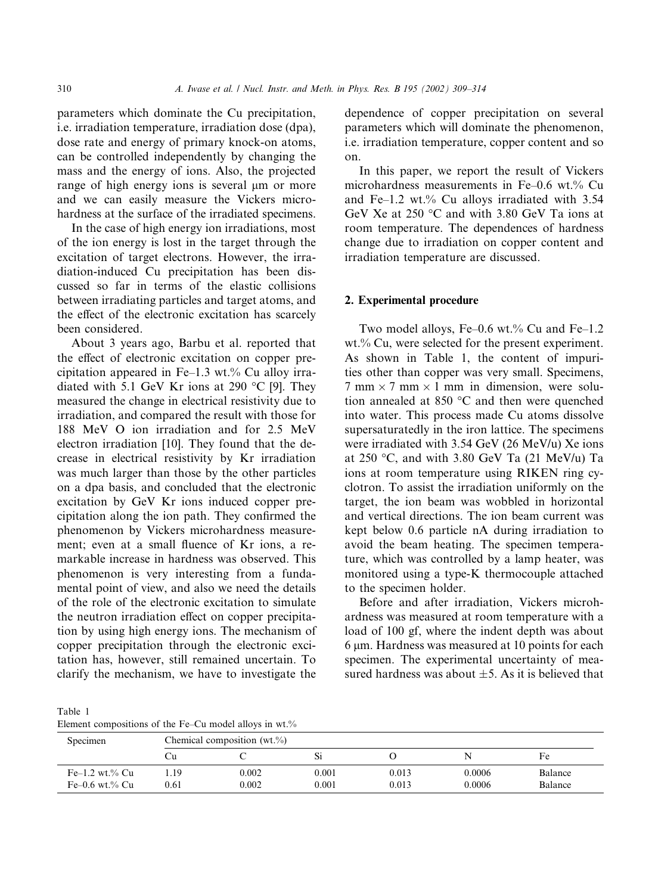parameters which dominate the Cu precipitation, i.e. irradiation temperature, irradiation dose (dpa), dose rate and energy of primary knock-on atoms, can be controlled independently by changing the mass and the energy of ions. Also, the projected range of high energy ions is several μm or more and we can easily measure the Vickers microhardness at the surface of the irradiated specimens.

In the case of high energy ion irradiations, most of the ion energy is lost in the target through the excitation of target electrons. However, the irradiation-induced Cu precipitation has been discussed so far in terms of the elastic collisions between irradiating particles and target atoms, and the effect of the electronic excitation has scarcely been considered.

About 3 years ago, Barbu et al. reported that the effect of electronic excitation on copper precipitation appeared in Fe–1.3 wt.% Cu alloy irradiated with 5.1 GeV Kr ions at 290 °C [9]. They measured the change in electrical resistivity due to irradiation, and compared the result with those for 188 MeV O ion irradiation and for 2.5 MeV electron irradiation [10]. They found that the decrease in electrical resistivity by Kr irradiation was much larger than those by the other particles on a dpa basis, and concluded that the electronic excitation by GeV Kr ions induced copper precipitation along the ion path. They confirmed the phenomenon by Vickers microhardness measurement; even at a small fluence of Kr ions, a remarkable increase in hardness was observed. This phenomenon is very interesting from a fundamental point of view, and also we need the details of the role of the electronic excitation to simulate the neutron irradiation effect on copper precipitation by using high energy ions. The mechanism of copper precipitation through the electronic excitation has, however, still remained uncertain. To clarify the mechanism, we have to investigate the dependence of copper precipitation on several parameters which will dominate the phenomenon, i.e. irradiation temperature, copper content and so on.

In this paper, we report the result of Vickers microhardness measurements in Fe–0.6 wt.% Cu and Fe–1.2 wt.% Cu alloys irradiated with 3.54 GeV Xe at 250 °C and with 3.80 GeV Ta ions at room temperature. The dependences of hardness change due to irradiation on copper content and irradiation temperature are discussed.

## 2. Experimental procedure

Two model alloys, Fe–0.6 wt.% Cu and Fe–1.2 wt.% Cu, were selected for the present experiment. As shown in Table 1, the content of impurities other than copper was very small. Specimens, 7 mm × 7 mm × 1 mm in dimension, were solution annealed at 850 °C and then were quenched into water. This process made Cu atoms dissolve supersaturatedly in the iron lattice. The specimens were irradiated with 3.54 GeV (26 MeV/u) Xe ions at 250 °C, and with 3.80 GeV Ta (21 MeV/u) Ta ions at room temperature using RIKEN ring cyclotron. To assist the irradiation uniformly on the target, the ion beam was wobbled in horizontal and vertical directions. The ion beam current was kept below 0.6 particle nA during irradiation to avoid the beam heating. The specimen temperature, which was controlled by a lamp heater, was monitored using a type-K thermocouple attached to the specimen holder.

Before and after irradiation, Vickers microhardness was measured at room temperature with a load of 100 gf, where the indent depth was about 6 μm. Hardness was measured at 10 points for each specimen. The experimental uncertainty of measured hardness was about ±5. As it is believed that

Table 1
Element compositions of the Fe–Cu model alloys in wt.%

| Specimen | Chemical composition (wt.%) | | | | | |
|---|---|---|---|---|---|---|
| | Cu | C | Si | O | N | Fe |
| Fe–1.2 wt.% Cu | 1.19 | 0.002 | 0.001 | 0.013 | 0.0006 | Balance |
| Fe–0.6 wt.% Cu | 0.61 | 0.002 | 0.001 | 0.013 | 0.0006 | Balance |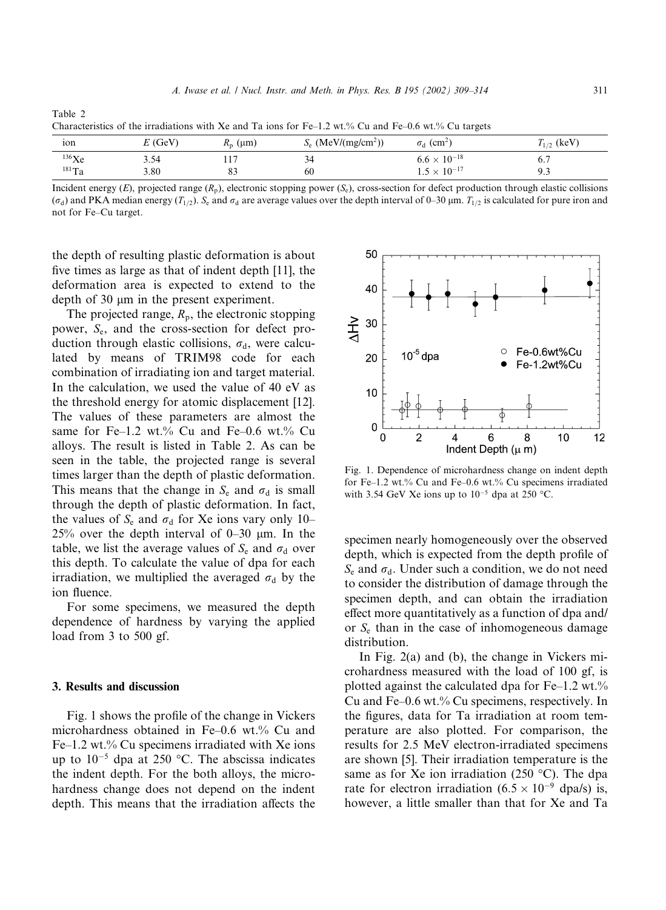Table 2
Characteristics of the irradiations with Xe and Ta ions for Fe–1.2 wt.% Cu and Fe–0.6 wt.% Cu targets

| ion | $E$ (GeV) | $R_p$ (μm) | $S_e$ (MeV/(mg/cm$^2$)) | $\sigma_d$ (cm$^2$) | $T_{1/2}$ (keV) |
|---|---|---|---|---|---|
| $^{136}$Xe | 3.54 | 117 | 34 | $6.6 \times 10^{-18}$ | 6.7 |
| $^{181}$Ta | 3.80 | 83 | 60 | $1.5 \times 10^{-17}$ | 9.3 |

Incident energy ($E$), projected range ($R_p$), electronic stopping power ($S_e$), cross-section for defect production through elastic collisions ($\sigma_d$) and PKA median energy ($T_{1/2}$). $S_e$ and $\sigma_d$ are average values over the depth interval of 0–30 μm. $T_{1/2}$ is calculated for pure iron and not for Fe–Cu target.

the depth of resulting plastic deformation is about five times as large as that of indent depth [11], the deformation area is expected to extend to the depth of 30 μm in the present experiment.

The projected range, $R_p$, the electronic stopping power, $S_e$, and the cross-section for defect production through elastic collisions, $\sigma_d$, were calculated by means of TRIM98 code for each combination of irradiating ion and target material. In the calculation, we used the value of 40 eV as the threshold energy for atomic displacement [12]. The values of these parameters are almost the same for Fe–1.2 wt.% Cu and Fe–0.6 wt.% Cu alloys. The result is listed in Table 2. As can be seen in the table, the projected range is several times larger than the depth of plastic deformation. This means that the change in $S_e$ and $\sigma_d$ is small through the depth of plastic deformation. In fact, the values of $S_e$ and $\sigma_d$ for Xe ions vary only 10–25% over the depth interval of 0–30 μm. In the table, we list the average values of $S_e$ and $\sigma_d$ over this depth. To calculate the value of dpa for each irradiation, we multiplied the averaged $\sigma_d$ by the ion fluence.

For some specimens, we measured the depth dependence of hardness by varying the applied load from 3 to 500 gf.

## 3. Results and discussion

Fig. 1 shows the profile of the change in Vickers microhardness obtained in Fe–0.6 wt.% Cu and Fe–1.2 wt.% Cu specimens irradiated with Xe ions up to $10^{-5}$ dpa at 250 °C. The abscissa indicates the indent depth. For the both alloys, the microhardness change does not depend on the indent depth. This means that the irradiation affects the specimen nearly homogeneously over the observed depth, which is expected from the depth profile of $S_e$ and $\sigma_d$. Under such a condition, we do not need to consider the distribution of damage through the specimen depth, and can obtain the irradiation effect more quantitatively as a function of dpa and/or $S_e$ than in the case of inhomogeneous damage distribution.

Fig. 1. Dependence of microhardness change on indent depth for Fe–1.2 wt.% Cu and Fe–0.6 wt.% Cu specimens irradiated with 3.54 GeV Xe ions up to $10^{-5}$ dpa at 250 °C.

In Fig. 2(a) and (b), the change in Vickers microhardness measured with the load of 100 gf, is plotted against the calculated dpa for Fe–1.2 wt.% Cu and Fe–0.6 wt.% Cu specimens, respectively. In the figures, data for Ta irradiation at room temperature are also plotted. For comparison, the results for 2.5 MeV electron-irradiated specimens are shown [5]. Their irradiation temperature is the same as for Xe ion irradiation (250 °C). The dpa rate for electron irradiation ($6.5 \times 10^{-9}$ dpa/s) is, however, a little smaller than that for Xe and Ta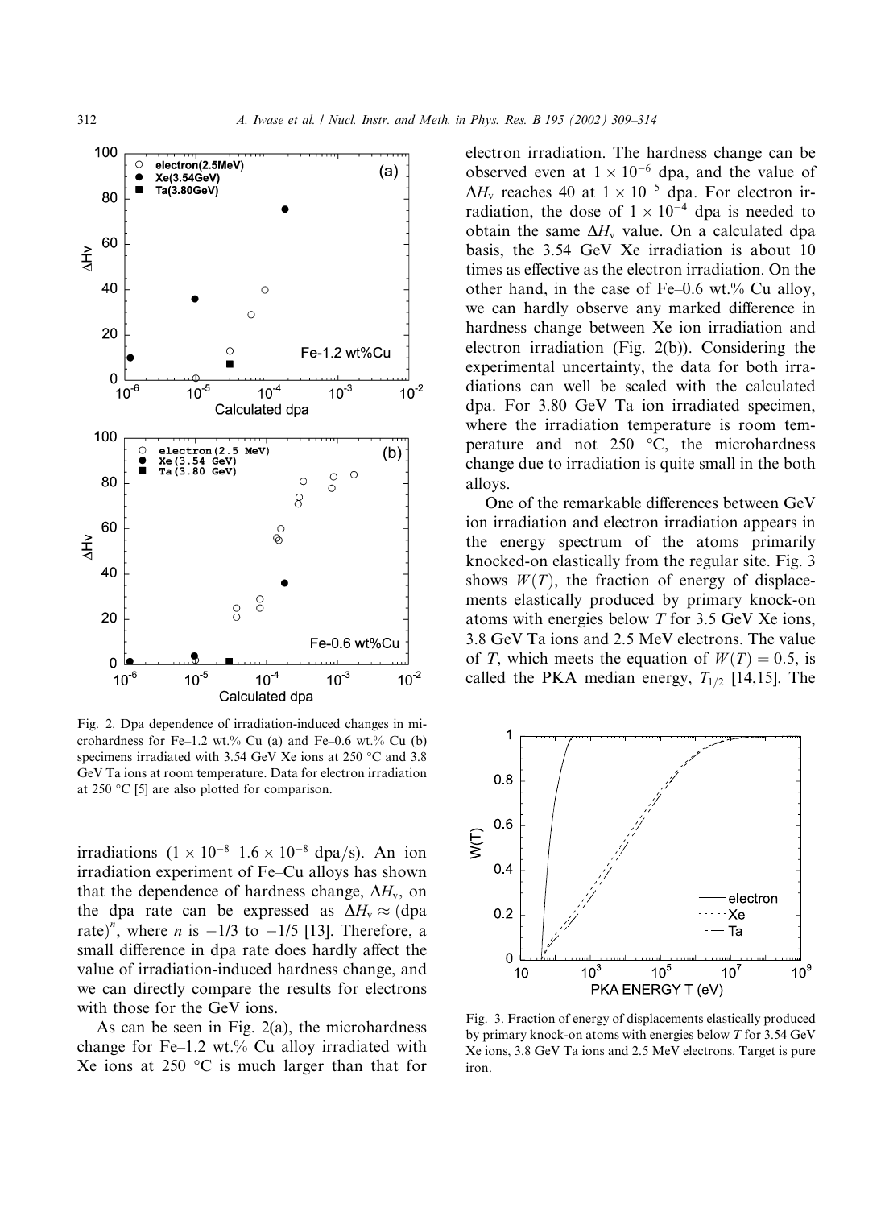Fig. 2. Dpa dependence of irradiation-induced changes in microhardness for Fe–1.2 wt.% Cu (a) and Fe–0.6 wt.% Cu (b) specimens irradiated with 3.54 GeV Xe ions at 250 °C and 3.8 GeV Ta ions at room temperature. Data for electron irradiation at 250 °C [5] are also plotted for comparison.

irradiations ($1 \times 10^{-8}$–$1.6 \times 10^{-8}$ dpa/s). An ion irradiation experiment of Fe–Cu alloys has shown that the dependence of hardness change, $\Delta H_v$, on the dpa rate can be expressed as $\Delta H_v \approx (\text{dpa rate})^n$, where $n$ is −1/3 to −1/5 [13]. Therefore, a small difference in dpa rate does hardly affect the value of irradiation-induced hardness change, and we can directly compare the results for electrons with those for the GeV ions.

As can be seen in Fig. 2(a), the microhardness change for Fe–1.2 wt.% Cu alloy irradiated with Xe ions at 250 °C is much larger than that for electron irradiation. The hardness change can be observed even at $1 \times 10^{-6}$ dpa, and the value of $\Delta H_v$ reaches 40 at $1 \times 10^{-5}$ dpa. For electron irradiation, the dose of $1 \times 10^{-4}$ dpa is needed to obtain the same $\Delta H_v$ value. On a calculated dpa basis, the 3.54 GeV Xe irradiation is about 10 times as effective as the electron irradiation. On the other hand, in the case of Fe–0.6 wt.% Cu alloy, we can hardly observe any marked difference in hardness change between Xe ion irradiation and electron irradiation (Fig. 2(b)). Considering the experimental uncertainty, the data for both irradiations can well be scaled with the calculated dpa. For 3.80 GeV Ta ion irradiated specimen, where the irradiation temperature is room temperature and not 250 °C, the microhardness change due to irradiation is quite small in the both alloys.

One of the remarkable differences between GeV ion irradiation and electron irradiation appears in the energy spectrum of the atoms primarily knocked-on elastically from the regular site. Fig. 3 shows $W(T)$, the fraction of energy of displacements elastically produced by primary knock-on atoms with energies below $T$ for 3.5 GeV Xe ions, 3.8 GeV Ta ions and 2.5 MeV electrons. The value of $T$, which meets the equation of $W(T) = 0.5$, is called the PKA median energy, $T_{1/2}$ [14,15]. The

Fig. 3. Fraction of energy of displacements elastically produced by primary knock-on atoms with energies below $T$ for 3.54 GeV Xe ions, 3.8 GeV Ta ions and 2.5 MeV electrons. Target is pure iron.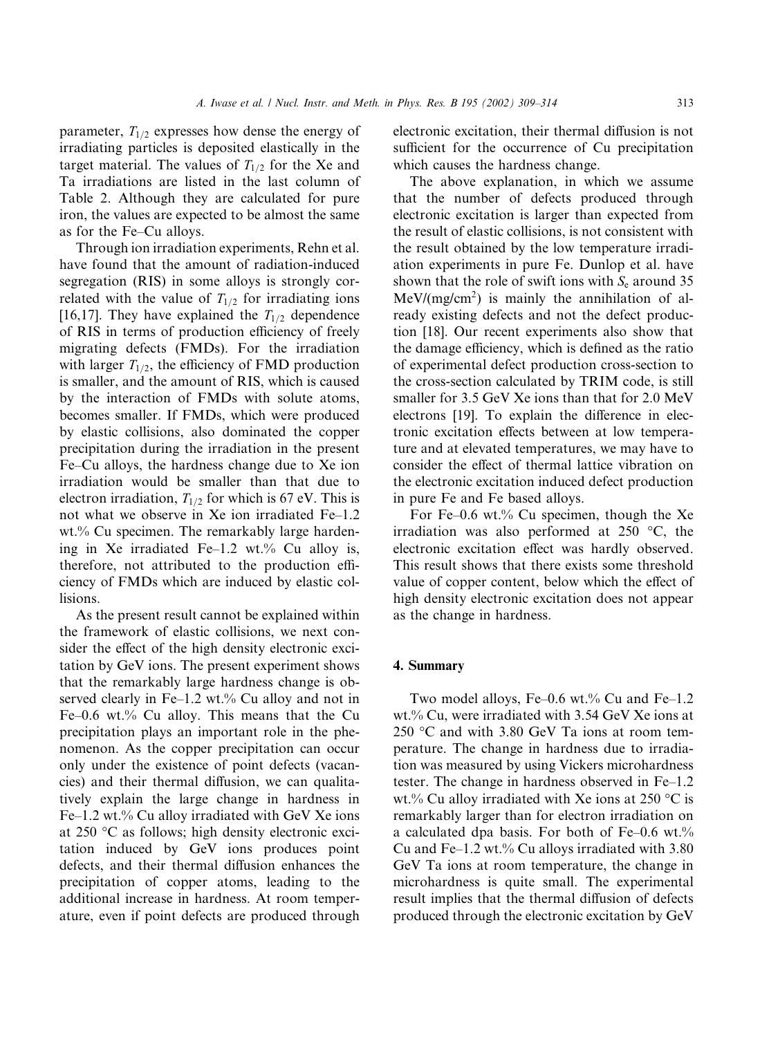parameter, $T_{1/2}$ expresses how dense the energy of irradiating particles is deposited elastically in the target material. The values of $T_{1/2}$ for the Xe and Ta irradiations are listed in the last column of Table 2. Although they are calculated for pure iron, the values are expected to be almost the same as for the Fe–Cu alloys.

Through ion irradiation experiments, Rehn et al. have found that the amount of radiation-induced segregation (RIS) in some alloys is strongly correlated with the value of $T_{1/2}$ for irradiating ions [16,17]. They have explained the $T_{1/2}$ dependence of RIS in terms of production efficiency of freely migrating defects (FMDs). For the irradiation with larger $T_{1/2}$, the efficiency of FMD production is smaller, and the amount of RIS, which is caused by the interaction of FMDs with solute atoms, becomes smaller. If FMDs, which were produced by elastic collisions, also dominated the copper precipitation during the irradiation in the present Fe–Cu alloys, the hardness change due to Xe ion irradiation would be smaller than that due to electron irradiation, $T_{1/2}$ for which is 67 eV. This is not what we observe in Xe ion irradiated Fe–1.2 wt.% Cu specimen. The remarkably large hardening in Xe irradiated Fe–1.2 wt.% Cu alloy is, therefore, not attributed to the production efficiency of FMDs which are induced by elastic collisions.

As the present result cannot be explained within the framework of elastic collisions, we next consider the effect of the high density electronic excitation by GeV ions. The present experiment shows that the remarkably large hardness change is observed clearly in Fe–1.2 wt.% Cu alloy and not in Fe–0.6 wt.% Cu alloy. This means that the Cu precipitation plays an important role in the phenomenon. As the copper precipitation can occur only under the existence of point defects (vacancies) and their thermal diffusion, we can qualitatively explain the large change in hardness in Fe–1.2 wt.% Cu alloy irradiated with GeV Xe ions at 250 °C as follows; high density electronic excitation induced by GeV ions produces point defects, and their thermal diffusion enhances the precipitation of copper atoms, leading to the additional increase in hardness. At room temperature, even if point defects are produced through electronic excitation, their thermal diffusion is not sufficient for the occurrence of Cu precipitation which causes the hardness change.

The above explanation, in which we assume that the number of defects produced through electronic excitation is larger than expected from the result of elastic collisions, is not consistent with the result obtained by the low temperature irradiation experiments in pure Fe. Dunlop et al. have shown that the role of swift ions with $S_e$ around 35 MeV/(mg/cm$^2$) is mainly the annihilation of already existing defects and not the defect production [18]. Our recent experiments also show that the damage efficiency, which is defined as the ratio of experimental defect production cross-section to the cross-section calculated by TRIM code, is still smaller for 3.5 GeV Xe ions than that for 2.0 MeV electrons [19]. To explain the difference in electronic excitation effects between at low temperature and at elevated temperatures, we may have to consider the effect of thermal lattice vibration on the electronic excitation induced defect production in pure Fe and Fe based alloys.

For Fe–0.6 wt.% Cu specimen, though the Xe irradiation was also performed at 250 °C, the electronic excitation effect was hardly observed. This result shows that there exists some threshold value of copper content, below which the effect of high density electronic excitation does not appear as the change in hardness.

## 4. Summary

Two model alloys, Fe–0.6 wt.% Cu and Fe–1.2 wt.% Cu, were irradiated with 3.54 GeV Xe ions at 250 °C and with 3.80 GeV Ta ions at room temperature. The change in hardness due to irradiation was measured by using Vickers microhardness tester. The change in hardness observed in Fe–1.2 wt.% Cu alloy irradiated with Xe ions at 250 °C is remarkably larger than for electron irradiation on a calculated dpa basis. For both of Fe–0.6 wt.% Cu and Fe–1.2 wt.% Cu alloys irradiated with 3.80 GeV Ta ions at room temperature, the change in microhardness is quite small. The experimental result implies that the thermal diffusion of defects produced through the electronic excitation by GeV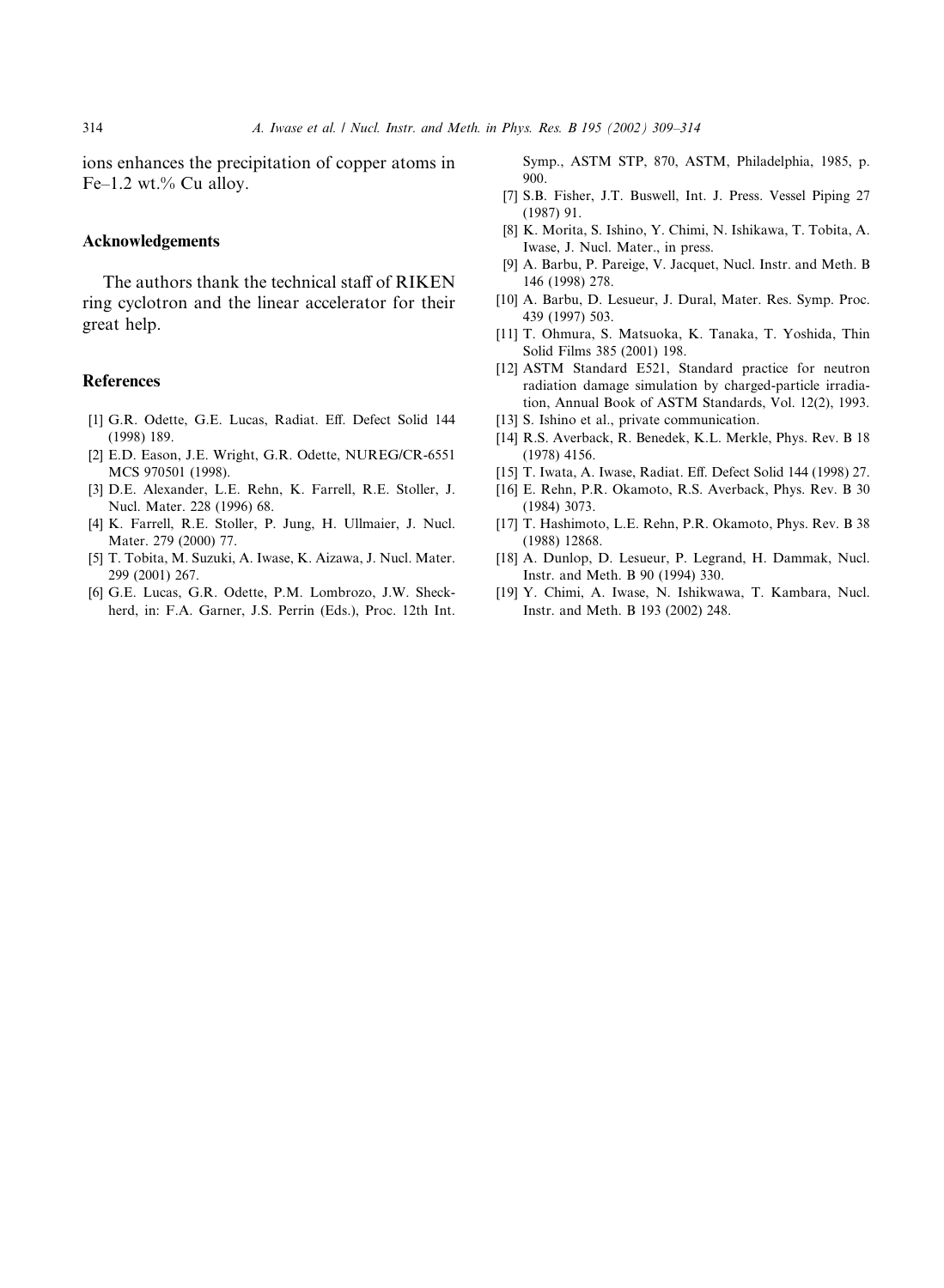ions enhances the precipitation of copper atoms in Fe–1.2 wt.% Cu alloy.

## Acknowledgements

The authors thank the technical staff of RIKEN ring cyclotron and the linear accelerator for their great help.

## References

[1] G.R. Odette, G.E. Lucas, Radiat. Eff. Defect Solid 144 (1998) 189.

[2] E.D. Eason, J.E. Wright, G.R. Odette, NUREG/CR-6551 MCS 970501 (1998).

[3] D.E. Alexander, L.E. Rehn, K. Farrell, R.E. Stoller, J. Nucl. Mater. 228 (1996) 68.

[4] K. Farrell, R.E. Stoller, P. Jung, H. Ullmaier, J. Nucl. Mater. 279 (2000) 77.

[5] T. Tobita, M. Suzuki, A. Iwase, K. Aizawa, J. Nucl. Mater. 299 (2001) 267.

[6] G.E. Lucas, G.R. Odette, P.M. Lombrozo, J.W. Sheckherd, in: F.A. Garner, J.S. Perrin (Eds.), Proc. 12th Int. Symp., ASTM STP, 870, ASTM, Philadelphia, 1985, p. 900.

[7] S.B. Fisher, J.T. Buswell, Int. J. Press. Vessel Piping 27 (1987) 91.

[8] K. Morita, S. Ishino, Y. Chimi, N. Ishikawa, T. Tobita, A. Iwase, J. Nucl. Mater., in press.

[9] A. Barbu, P. Pareige, V. Jacquet, Nucl. Instr. and Meth. B 146 (1998) 278.

[10] A. Barbu, D. Lesueur, J. Dural, Mater. Res. Symp. Proc. 439 (1997) 503.

[11] T. Ohmura, S. Matsuoka, K. Tanaka, T. Yoshida, Thin Solid Films 385 (2001) 198.

[12] ASTM Standard E521, Standard practice for neutron radiation damage simulation by charged-particle irradiation, Annual Book of ASTM Standards, Vol. 12(2), 1993.

[13] S. Ishino et al., private communication.

[14] R.S. Averback, R. Benedek, K.L. Merkle, Phys. Rev. B 18 (1978) 4156.

[15] T. Iwata, A. Iwase, Radiat. Eff. Defect Solid 144 (1998) 27.

[16] E. Rehn, P.R. Okamoto, R.S. Averback, Phys. Rev. B 30 (1984) 3073.

[17] T. Hashimoto, L.E. Rehn, P.R. Okamoto, Phys. Rev. B 38 (1988) 12868.

[18] A. Dunlop, D. Lesueur, P. Legrand, H. Dammak, Nucl. Instr. and Meth. B 90 (1994) 330.

[19] Y. Chimi, A. Iwase, N. Ishikwawa, T. Kambara, Nucl. Instr. and Meth. B 193 (2002) 248.